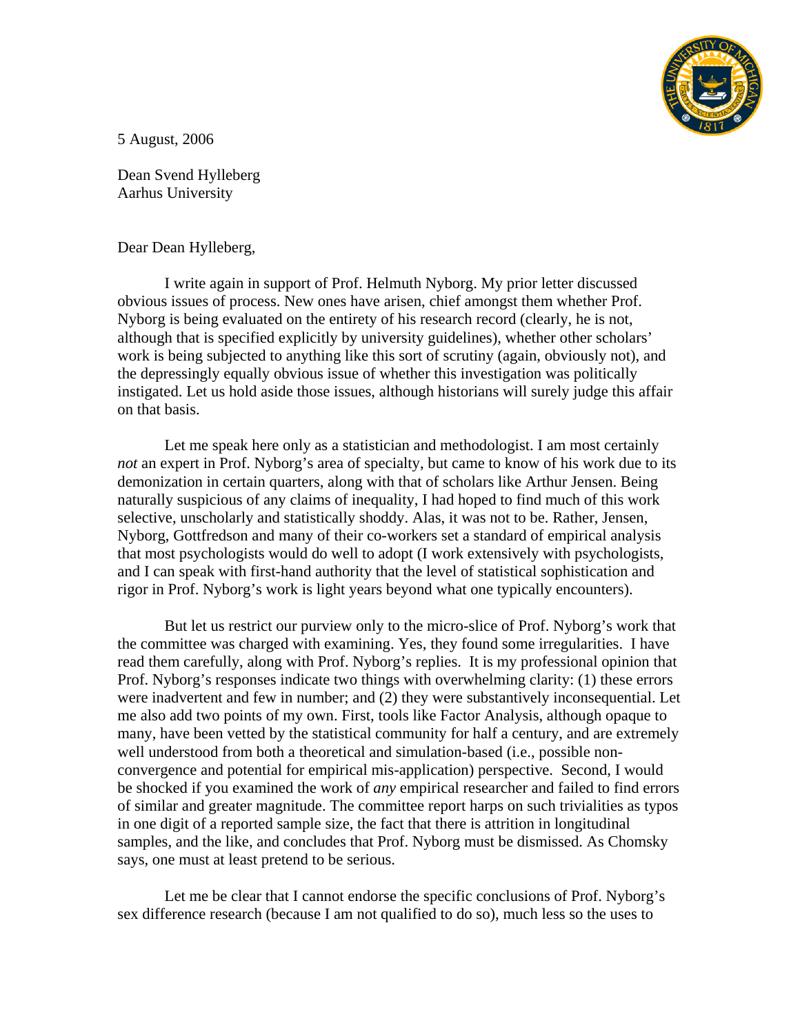5 August, 2006

Dean Svend Hylleberg
Aarhus University

Dear Dean Hylleberg,

I write again in support of Prof. Helmuth Nyborg. My prior letter discussed obvious issues of process. New ones have arisen, chief amongst them whether Prof. Nyborg is being evaluated on the entirety of his research record (clearly, he is not, although that is specified explicitly by university guidelines), whether other scholars' work is being subjected to anything like this sort of scrutiny (again, obviously not), and the depressingly equally obvious issue of whether this investigation was politically instigated. Let us hold aside those issues, although historians will surely judge this affair on that basis.

Let me speak here only as a statistician and methodologist. I am most certainly *not* an expert in Prof. Nyborg's area of specialty, but came to know of his work due to its demonization in certain quarters, along with that of scholars like Arthur Jensen. Being naturally suspicious of any claims of inequality, I had hoped to find much of this work selective, unscholarly and statistically shoddy. Alas, it was not to be. Rather, Jensen, Nyborg, Gottfredson and many of their co-workers set a standard of empirical analysis that most psychologists would do well to adopt (I work extensively with psychologists, and I can speak with first-hand authority that the level of statistical sophistication and rigor in Prof. Nyborg's work is light years beyond what one typically encounters).

But let us restrict our purview only to the micro-slice of Prof. Nyborg's work that the committee was charged with examining. Yes, they found some irregularities. I have read them carefully, along with Prof. Nyborg's replies. It is my professional opinion that Prof. Nyborg's responses indicate two things with overwhelming clarity: (1) these errors were inadvertent and few in number; and (2) they were substantively inconsequential. Let me also add two points of my own. First, tools like Factor Analysis, although opaque to many, have been vetted by the statistical community for half a century, and are extremely well understood from both a theoretical and simulation-based (i.e., possible non-convergence and potential for empirical mis-application) perspective. Second, I would be shocked if you examined the work of *any* empirical researcher and failed to find errors of similar and greater magnitude. The committee report harps on such trivialities as typos in one digit of a reported sample size, the fact that there is attrition in longitudinal samples, and the like, and concludes that Prof. Nyborg must be dismissed. As Chomsky says, one must at least pretend to be serious.

Let me be clear that I cannot endorse the specific conclusions of Prof. Nyborg's sex difference research (because I am not qualified to do so), much less so the uses to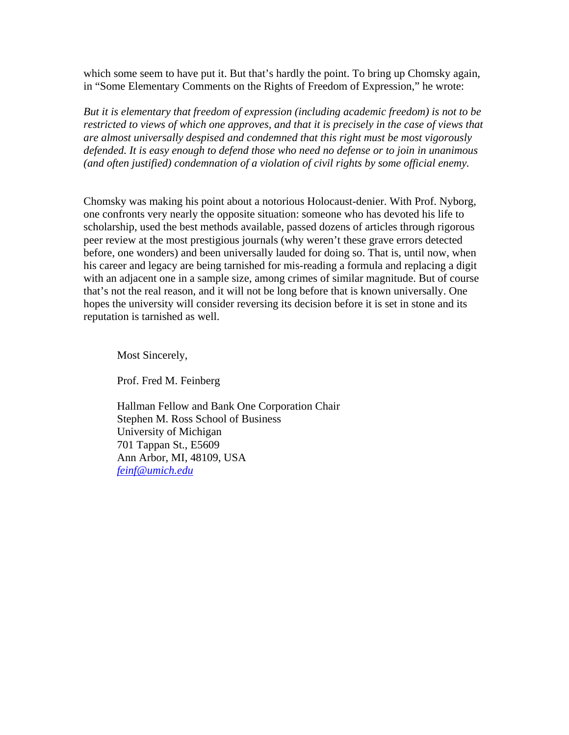which some seem to have put it. But that's hardly the point. To bring up Chomsky again, in "Some Elementary Comments on the Rights of Freedom of Expression," he wrote:

*But it is elementary that freedom of expression (including academic freedom) is not to be restricted to views of which one approves, and that it is precisely in the case of views that are almost universally despised and condemned that this right must be most vigorously defended. It is easy enough to defend those who need no defense or to join in unanimous (and often justified) condemnation of a violation of civil rights by some official enemy.*

Chomsky was making his point about a notorious Holocaust-denier. With Prof. Nyborg, one confronts very nearly the opposite situation: someone who has devoted his life to scholarship, used the best methods available, passed dozens of articles through rigorous peer review at the most prestigious journals (why weren't these grave errors detected before, one wonders) and been universally lauded for doing so. That is, until now, when his career and legacy are being tarnished for mis-reading a formula and replacing a digit with an adjacent one in a sample size, among crimes of similar magnitude. But of course that's not the real reason, and it will not be long before that is known universally. One hopes the university will consider reversing its decision before it is set in stone and its reputation is tarnished as well.

Most Sincerely,

Prof. Fred M. Feinberg

Hallman Fellow and Bank One Corporation Chair
Stephen M. Ross School of Business
University of Michigan
701 Tappan St., E5609
Ann Arbor, MI, 48109, USA
*feinf@umich.edu*